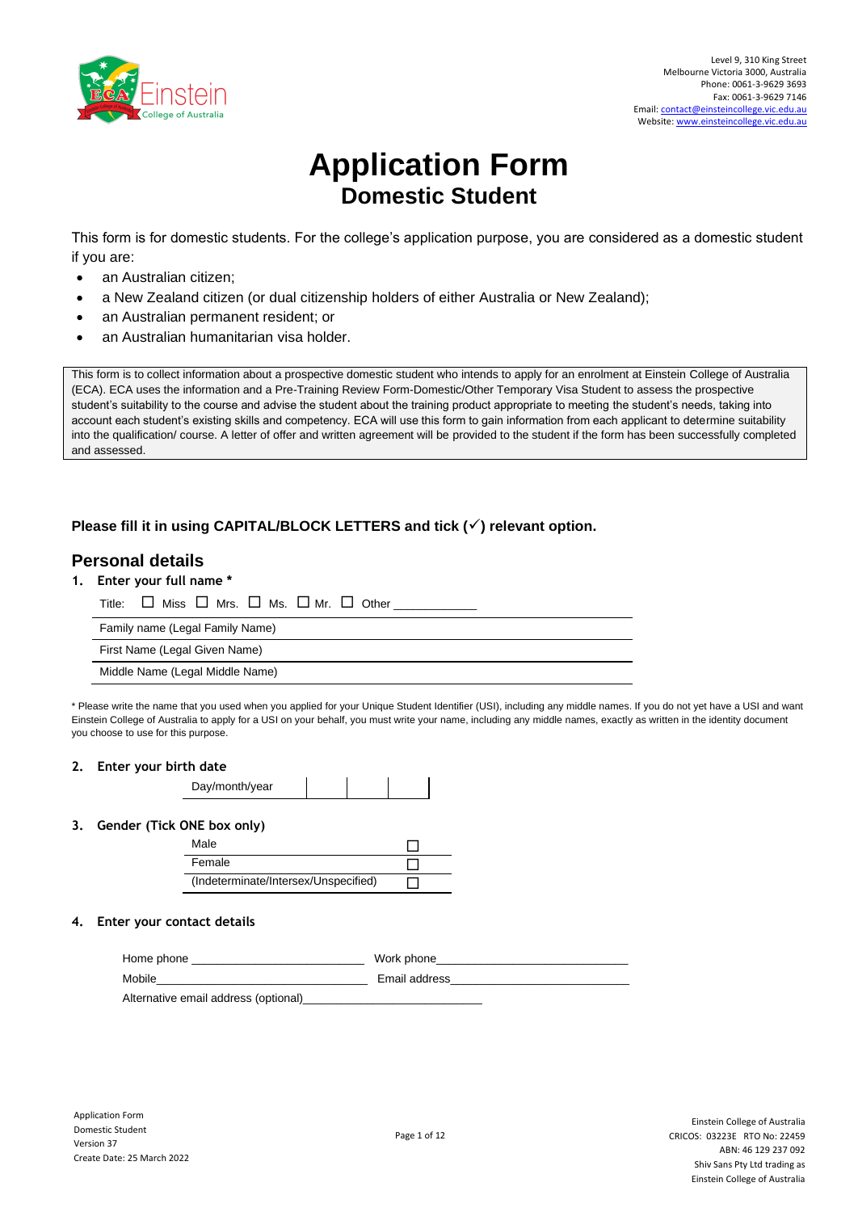Level 9, 310 King Street
Melbourne Victoria 3000, Australia
Phone: 0061-3-9629 3693
Fax: 0061-3-9629 7146
Email: contact@einsteincollege.vic.edu.au
Website: www.einsteincollege.vic.edu.au

# Application Form

## Domestic Student

This form is for domestic students. For the college's application purpose, you are considered as a domestic student if you are:

- an Australian citizen;
- a New Zealand citizen (or dual citizenship holders of either Australia or New Zealand);
- an Australian permanent resident; or
- an Australian humanitarian visa holder.

This form is to collect information about a prospective domestic student who intends to apply for an enrolment at Einstein College of Australia (ECA). ECA uses the information and a Pre-Training Review Form-Domestic/Other Temporary Visa Student to assess the prospective student's suitability to the course and advise the student about the training product appropriate to meeting the student's needs, taking into account each student's existing skills and competency. ECA will use this form to gain information from each applicant to determine suitability into the qualification/ course. A letter of offer and written agreement will be provided to the student if the form has been successfully completed and assessed.

**Please fill it in using CAPITAL/BLOCK LETTERS and tick (✓) relevant option.**

## Personal details

**1. Enter your full name \***

Title: ☐ Miss ☐ Mrs. ☐ Ms. ☐ Mr. ☐ Other ____________

| |
|---|
| Family name (Legal Family Name) |
| First Name (Legal Given Name) |
| Middle Name (Legal Middle Name) |

\* Please write the name that you used when you applied for your Unique Student Identifier (USI), including any middle names. If you do not yet have a USI and want Einstein College of Australia to apply for a USI on your behalf, you must write your name, including any middle names, exactly as written in the identity document you choose to use for this purpose.

**2. Enter your birth date**

| Day/month/year | | | |
|---|---|---|---|

**3. Gender (Tick ONE box only)**

| | |
|---|---|
| Male | ☐ |
| Female | ☐ |
| (Indeterminate/Intersex/Unspecified) | ☐ |

**4. Enter your contact details**

Home phone ___________________________ Work phone_____________________________

Mobile___________________________________ Email address___________________________

Alternative email address (optional)___________________________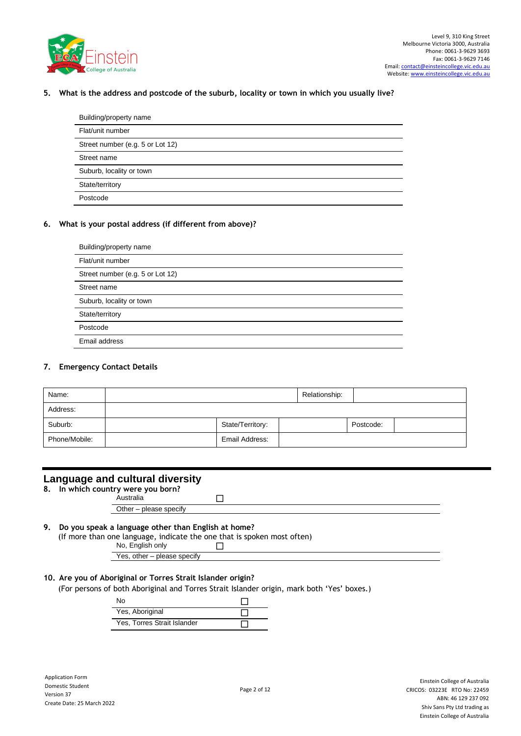**5. What is the address and postcode of the suburb, locality or town in which you usually live?**

| |
|---|
| Building/property name |
| Flat/unit number |
| Street number (e.g. 5 or Lot 12) |
| Street name |
| Suburb, locality or town |
| State/territory |
| Postcode |

**6. What is your postal address (if different from above)?**

| |
|---|
| Building/property name |
| Flat/unit number |
| Street number (e.g. 5 or Lot 12) |
| Street name |
| Suburb, locality or town |
| State/territory |
| Postcode |
| Email address |

**7. Emergency Contact Details**

| Name: | | Relationship: | | | |
|---|---|---|---|---|---|
| Address: | | | | | |
| Suburb: | | State/Territory: | | Postcode: | |
| Phone/Mobile: | | Email Address: | | | |

## Language and cultural diversity

**8. In which country were you born?**

- Australia ☐
- Other – please specify

**9. Do you speak a language other than English at home?**
(If more than one language, indicate the one that is spoken most often)

- No, English only ☐
- Yes, other – please specify

**10. Are you of Aboriginal or Torres Strait Islander origin?**
(For persons of both Aboriginal and Torres Strait Islander origin, mark both 'Yes' boxes.)

- No ☐
- Yes, Aboriginal ☐
- Yes, Torres Strait Islander ☐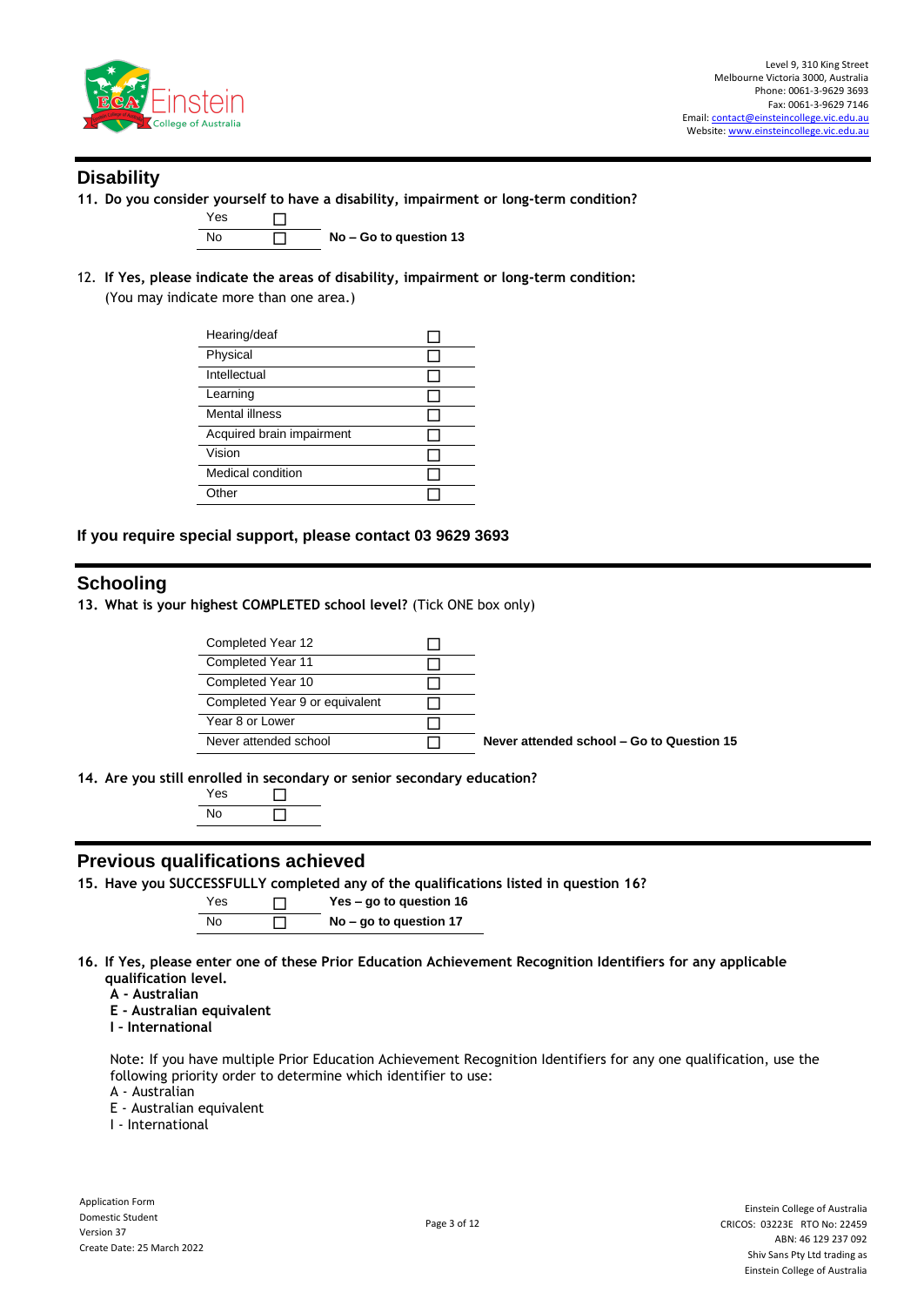## Disability

**11. Do you consider yourself to have a disability, impairment or long-term condition?**

| | | |
|---|---|---|
| Yes | ☐ | |
| No | ☐ | **No – Go to question 13** |

12. **If Yes, please indicate the areas of disability, impairment or long-term condition:**
(You may indicate more than one area.)

| | |
|---|---|
| Hearing/deaf | ☐ |
| Physical | ☐ |
| Intellectual | ☐ |
| Learning | ☐ |
| Mental illness | ☐ |
| Acquired brain impairment | ☐ |
| Vision | ☐ |
| Medical condition | ☐ |
| Other | ☐ |

**If you require special support, please contact 03 9629 3693**

## Schooling

**13. What is your highest COMPLETED school level?** (Tick ONE box only)

| | | |
|---|---|---|
| Completed Year 12 | ☐ | |
| Completed Year 11 | ☐ | |
| Completed Year 10 | ☐ | |
| Completed Year 9 or equivalent | ☐ | |
| Year 8 or Lower | ☐ | |
| Never attended school | ☐ | **Never attended school – Go to Question 15** |

**14. Are you still enrolled in secondary or senior secondary education?**

| | |
|---|---|
| Yes | ☐ |
| No | ☐ |

## Previous qualifications achieved

**15. Have you SUCCESSFULLY completed any of the qualifications listed in question 16?**

| | | |
|---|---|---|
| Yes | ☐ | **Yes – go to question 16** |
| No | ☐ | **No – go to question 17** |

**16. If Yes, please enter one of these Prior Education Achievement Recognition Identifiers for any applicable qualification level.**
**A - Australian**
**E - Australian equivalent**
**I - International**

Note: If you have multiple Prior Education Achievement Recognition Identifiers for any one qualification, use the following priority order to determine which identifier to use:
A - Australian
E - Australian equivalent
I - International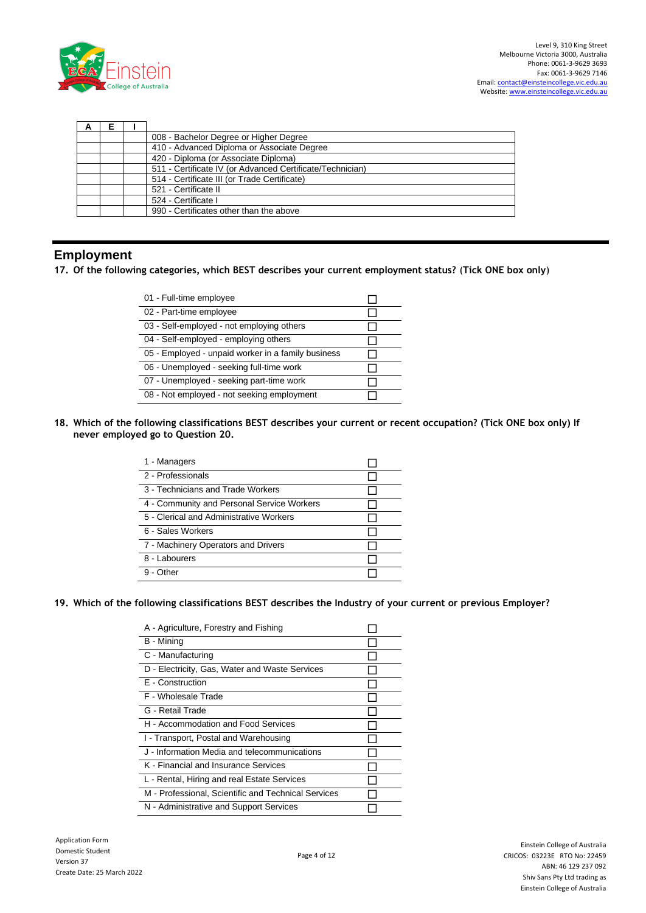| A | E | I | |
|---|---|---|---|
| | | | 008 - Bachelor Degree or Higher Degree |
| | | | 410 - Advanced Diploma or Associate Degree |
| | | | 420 - Diploma (or Associate Diploma) |
| | | | 511 - Certificate IV (or Advanced Certificate/Technician) |
| | | | 514 - Certificate III (or Trade Certificate) |
| | | | 521 - Certificate II |
| | | | 524 - Certificate I |
| | | | 990 - Certificates other than the above |

## Employment

**17. Of the following categories, which BEST describes your current employment status? (Tick ONE box only)**

| | |
|---|---|
| 01 - Full-time employee | ☐ |
| 02 - Part-time employee | ☐ |
| 03 - Self-employed - not employing others | ☐ |
| 04 - Self-employed - employing others | ☐ |
| 05 - Employed - unpaid worker in a family business | ☐ |
| 06 - Unemployed - seeking full-time work | ☐ |
| 07 - Unemployed - seeking part-time work | ☐ |
| 08 - Not employed - not seeking employment | ☐ |

**18. Which of the following classifications BEST describes your current or recent occupation? (Tick ONE box only) If never employed go to Question 20.**

| | |
|---|---|
| 1 - Managers | ☐ |
| 2 - Professionals | ☐ |
| 3 - Technicians and Trade Workers | ☐ |
| 4 - Community and Personal Service Workers | ☐ |
| 5 - Clerical and Administrative Workers | ☐ |
| 6 - Sales Workers | ☐ |
| 7 - Machinery Operators and Drivers | ☐ |
| 8 - Labourers | ☐ |
| 9 - Other | ☐ |

**19. Which of the following classifications BEST describes the Industry of your current or previous Employer?**

| | |
|---|---|
| A - Agriculture, Forestry and Fishing | ☐ |
| B - Mining | ☐ |
| C - Manufacturing | ☐ |
| D - Electricity, Gas, Water and Waste Services | ☐ |
| E - Construction | ☐ |
| F - Wholesale Trade | ☐ |
| G - Retail Trade | ☐ |
| H - Accommodation and Food Services | ☐ |
| I - Transport, Postal and Warehousing | ☐ |
| J - Information Media and telecommunications | ☐ |
| K - Financial and Insurance Services | ☐ |
| L - Rental, Hiring and real Estate Services | ☐ |
| M - Professional, Scientific and Technical Services | ☐ |
| N - Administrative and Support Services | ☐ |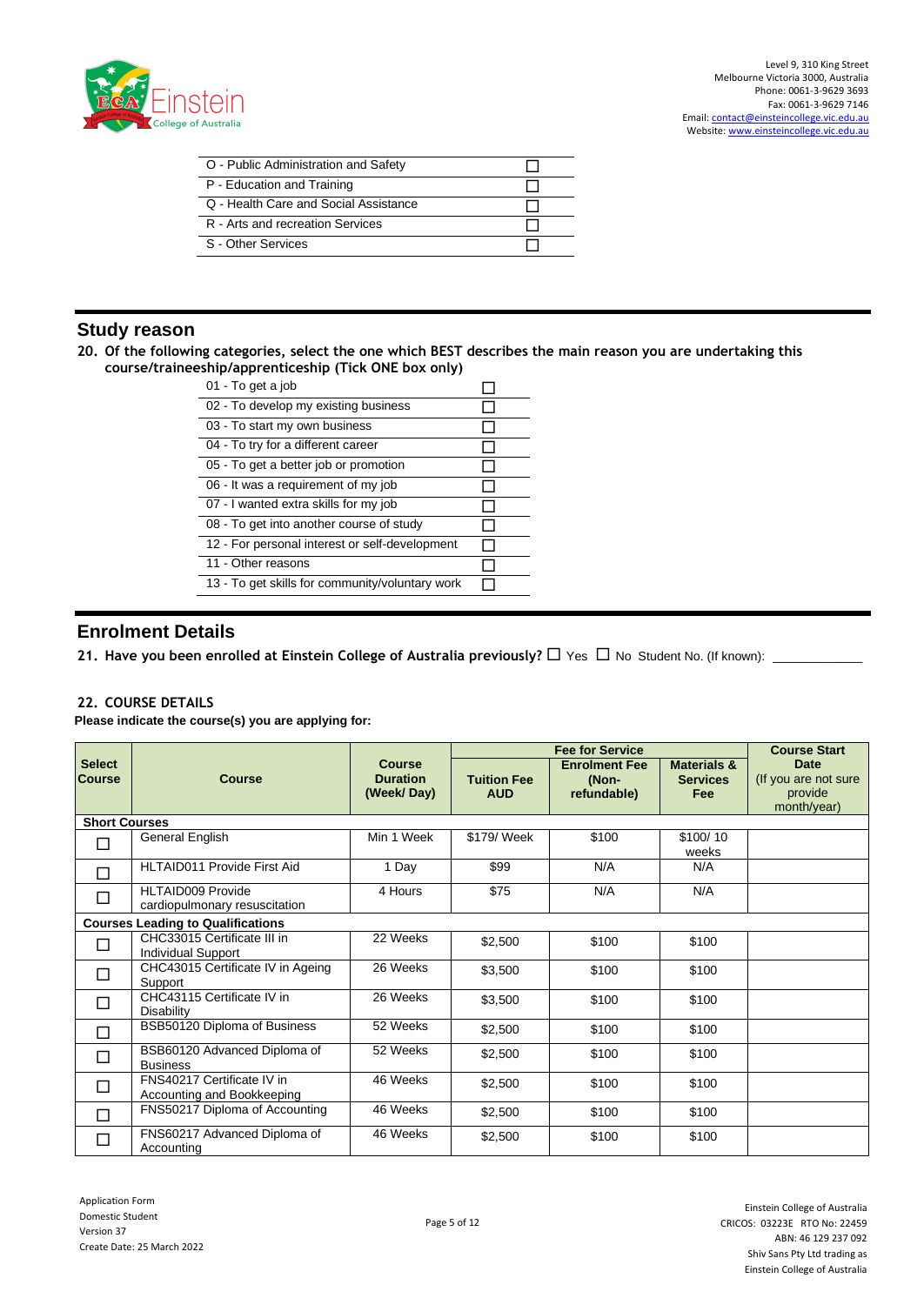| | |
|---|---|
| O - Public Administration and Safety | ☐ |
| P - Education and Training | ☐ |
| Q - Health Care and Social Assistance | ☐ |
| R - Arts and recreation Services | ☐ |
| S - Other Services | ☐ |

## Study reason

**20. Of the following categories, select the one which BEST describes the main reason you are undertaking this course/traineeship/apprenticeship (Tick ONE box only)**

| | |
|---|---|
| 01 - To get a job | ☐ |
| 02 - To develop my existing business | ☐ |
| 03 - To start my own business | ☐ |
| 04 - To try for a different career | ☐ |
| 05 - To get a better job or promotion | ☐ |
| 06 - It was a requirement of my job | ☐ |
| 07 - I wanted extra skills for my job | ☐ |
| 08 - To get into another course of study | ☐ |
| 12 - For personal interest or self-development | ☐ |
| 11 - Other reasons | ☐ |
| 13 - To get skills for community/voluntary work | ☐ |

## Enrolment Details

**21. Have you been enrolled at Einstein College of Australia previously?** ☐ Yes ☐ No Student No. (If known): ____________

**22. COURSE DETAILS**

**Please indicate the course(s) you are applying for:**

| Select Course | Course | Course Duration (Week/ Day) | Fee for Service | | | Course Start Date (If you are not sure provide month/year) |
|---|---|---|---|---|---|---|
| | | | Tuition Fee AUD | Enrolment Fee (Non-refundable) | Materials & Services Fee | |
| **Short Courses** | | | | | | |
| ☐ | General English | Min 1 Week | $179/ Week | $100 | $100/ 10 weeks | |
| ☐ | HLTAID011 Provide First Aid | 1 Day | $99 | N/A | N/A | |
| ☐ | HLTAID009 Provide cardiopulmonary resuscitation | 4 Hours | $75 | N/A | N/A | |
| **Courses Leading to Qualifications** | | | | | | |
| ☐ | CHC33015 Certificate III in Individual Support | 22 Weeks | $2,500 | $100 | $100 | |
| ☐ | CHC43015 Certificate IV in Ageing Support | 26 Weeks | $3,500 | $100 | $100 | |
| ☐ | CHC43115 Certificate IV in Disability | 26 Weeks | $3,500 | $100 | $100 | |
| ☐ | BSB50120 Diploma of Business | 52 Weeks | $2,500 | $100 | $100 | |
| ☐ | BSB60120 Advanced Diploma of Business | 52 Weeks | $2,500 | $100 | $100 | |
| ☐ | FNS40217 Certificate IV in Accounting and Bookkeeping | 46 Weeks | $2,500 | $100 | $100 | |
| ☐ | FNS50217 Diploma of Accounting | 46 Weeks | $2,500 | $100 | $100 | |
| ☐ | FNS60217 Advanced Diploma of Accounting | 46 Weeks | $2,500 | $100 | $100 | |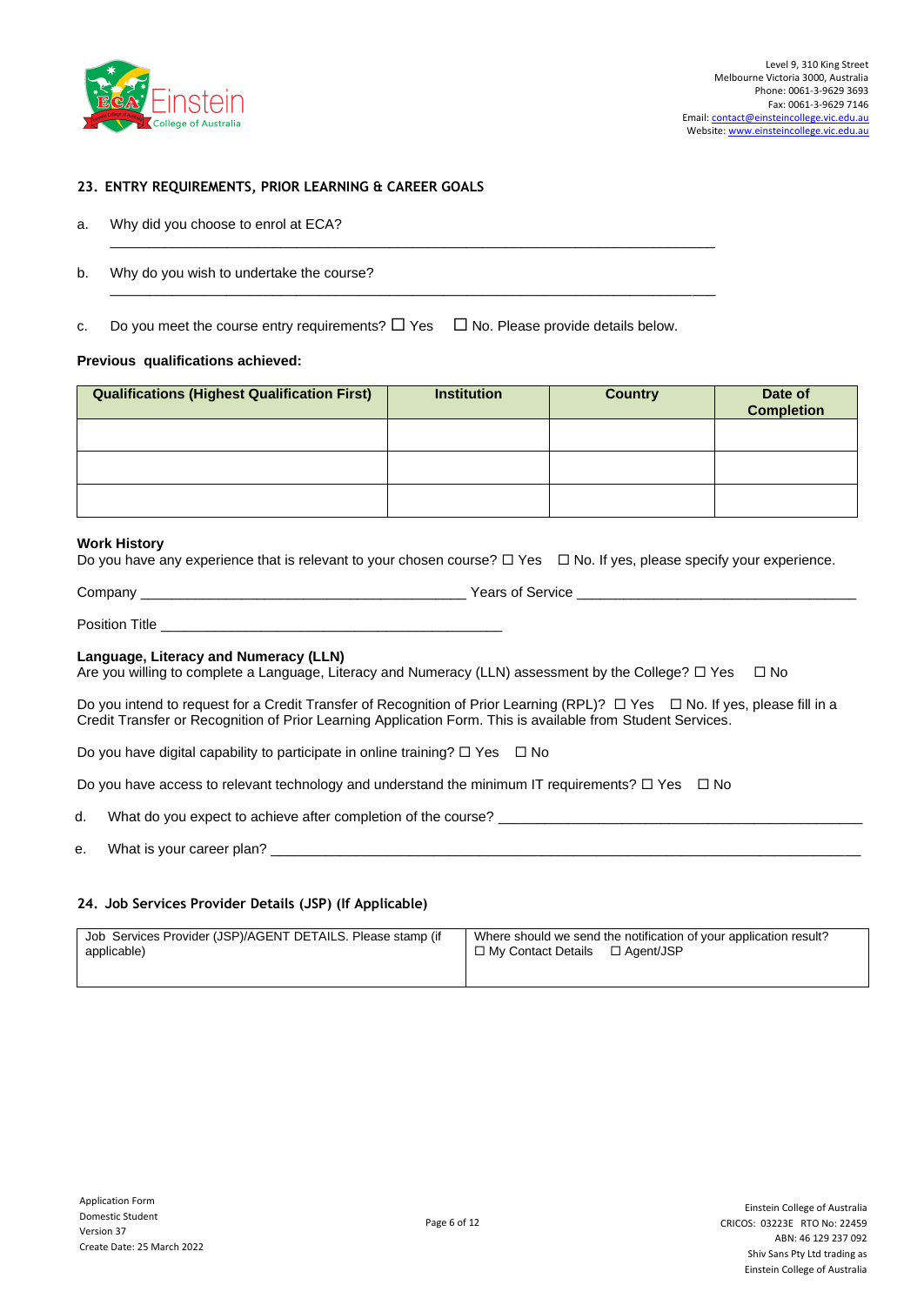## 23. ENTRY REQUIREMENTS, PRIOR LEARNING & CAREER GOALS

a. Why did you choose to enrol at ECA?

\_\_\_\_\_\_\_\_\_\_\_\_\_\_\_\_\_\_\_\_\_\_\_\_\_\_\_\_\_\_\_\_\_\_\_\_\_\_\_\_\_\_\_\_\_\_\_\_\_\_\_\_\_\_\_\_\_\_\_\_\_\_\_\_\_\_\_\_\_\_\_\_\_\_

b. Why do you wish to undertake the course?

\_\_\_\_\_\_\_\_\_\_\_\_\_\_\_\_\_\_\_\_\_\_\_\_\_\_\_\_\_\_\_\_\_\_\_\_\_\_\_\_\_\_\_\_\_\_\_\_\_\_\_\_\_\_\_\_\_\_\_\_\_\_\_\_\_\_\_\_\_\_\_\_\_\_

c. Do you meet the course entry requirements? ☐ Yes ☐ No. Please provide details below.

**Previous qualifications achieved:**

| Qualifications (Highest Qualification First) | Institution | Country | Date of Completion |
|---|---|---|---|
| | | | |
| | | | |
| | | | |

**Work History**

Do you have any experience that is relevant to your chosen course? ☐ Yes ☐ No. If yes, please specify your experience.

Company \_\_\_\_\_\_\_\_\_\_\_\_\_\_\_\_\_\_\_\_\_\_\_\_\_\_\_\_\_\_\_\_\_\_\_\_\_\_\_\_ Years of Service \_\_\_\_\_\_\_\_\_\_\_\_\_\_\_\_\_\_\_\_\_\_\_\_\_\_\_\_\_\_\_\_\_\_\_

Position Title \_\_\_\_\_\_\_\_\_\_\_\_\_\_\_\_\_\_\_\_\_\_\_\_\_\_\_\_\_\_\_\_\_\_\_\_\_\_\_\_\_\_

**Language, Literacy and Numeracy (LLN)**

Are you willing to complete a Language, Literacy and Numeracy (LLN) assessment by the College? ☐ Yes ☐ No

Do you intend to request for a Credit Transfer of Recognition of Prior Learning (RPL)? ☐ Yes ☐ No. If yes, please fill in a Credit Transfer or Recognition of Prior Learning Application Form. This is available from Student Services.

Do you have digital capability to participate in online training? ☐ Yes ☐ No

Do you have access to relevant technology and understand the minimum IT requirements? ☐ Yes ☐ No

d. What do you expect to achieve after completion of the course? \_\_\_\_\_\_\_\_\_\_\_\_\_\_\_\_\_\_\_\_\_\_\_\_\_\_\_\_\_\_\_\_\_\_\_\_\_\_\_\_\_\_\_\_

e. What is your career plan? \_\_\_\_\_\_\_\_\_\_\_\_\_\_\_\_\_\_\_\_\_\_\_\_\_\_\_\_\_\_\_\_\_\_\_\_\_\_\_\_\_\_\_\_\_\_\_\_\_\_\_\_\_\_\_\_\_\_\_\_\_\_\_\_\_\_\_\_\_\_\_\_\_\_

## 24. Job Services Provider Details (JSP) (If Applicable)

| Job Services Provider (JSP)/AGENT DETAILS. Please stamp (if applicable) | Where should we send the notification of your application result? ☐ My Contact Details ☐ Agent/JSP |
|---|---|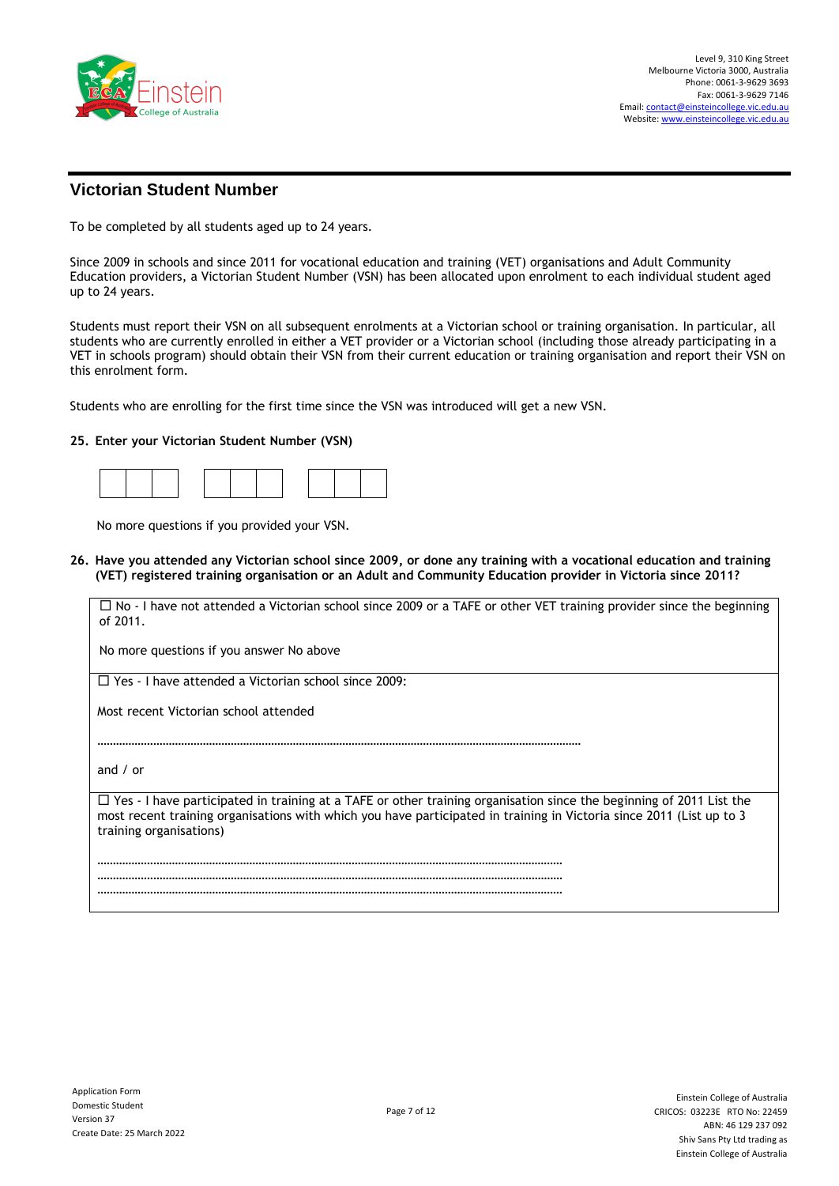## Victorian Student Number

To be completed by all students aged up to 24 years.

Since 2009 in schools and since 2011 for vocational education and training (VET) organisations and Adult Community Education providers, a Victorian Student Number (VSN) has been allocated upon enrolment to each individual student aged up to 24 years.

Students must report their VSN on all subsequent enrolments at a Victorian school or training organisation. In particular, all students who are currently enrolled in either a VET provider or a Victorian school (including those already participating in a VET in schools program) should obtain their VSN from their current education or training organisation and report their VSN on this enrolment form.

Students who are enrolling for the first time since the VSN was introduced will get a new VSN.

**25. Enter your Victorian Student Number (VSN)**

| | | | | | | | | |
|---|---|---|---|---|---|---|---|---|
| | | | | | | | | |

No more questions if you provided your VSN.

**26. Have you attended any Victorian school since 2009, or done any training with a vocational education and training (VET) registered training organisation or an Adult and Community Education provider in Victoria since 2011?**

☐ No - I have not attended a Victorian school since 2009 or a TAFE or other VET training provider since the beginning of 2011.

No more questions if you answer No above

☐ Yes - I have attended a Victorian school since 2009:

Most recent Victorian school attended

……………………………………………………………………………………………………………………………

and / or

☐ Yes - I have participated in training at a TAFE or other training organisation since the beginning of 2011 List the most recent training organisations with which you have participated in training in Victoria since 2011 (List up to 3 training organisations)

……………………………………………………………………………………………………………………………
……………………………………………………………………………………………………………………………
……………………………………………………………………………………………………………………………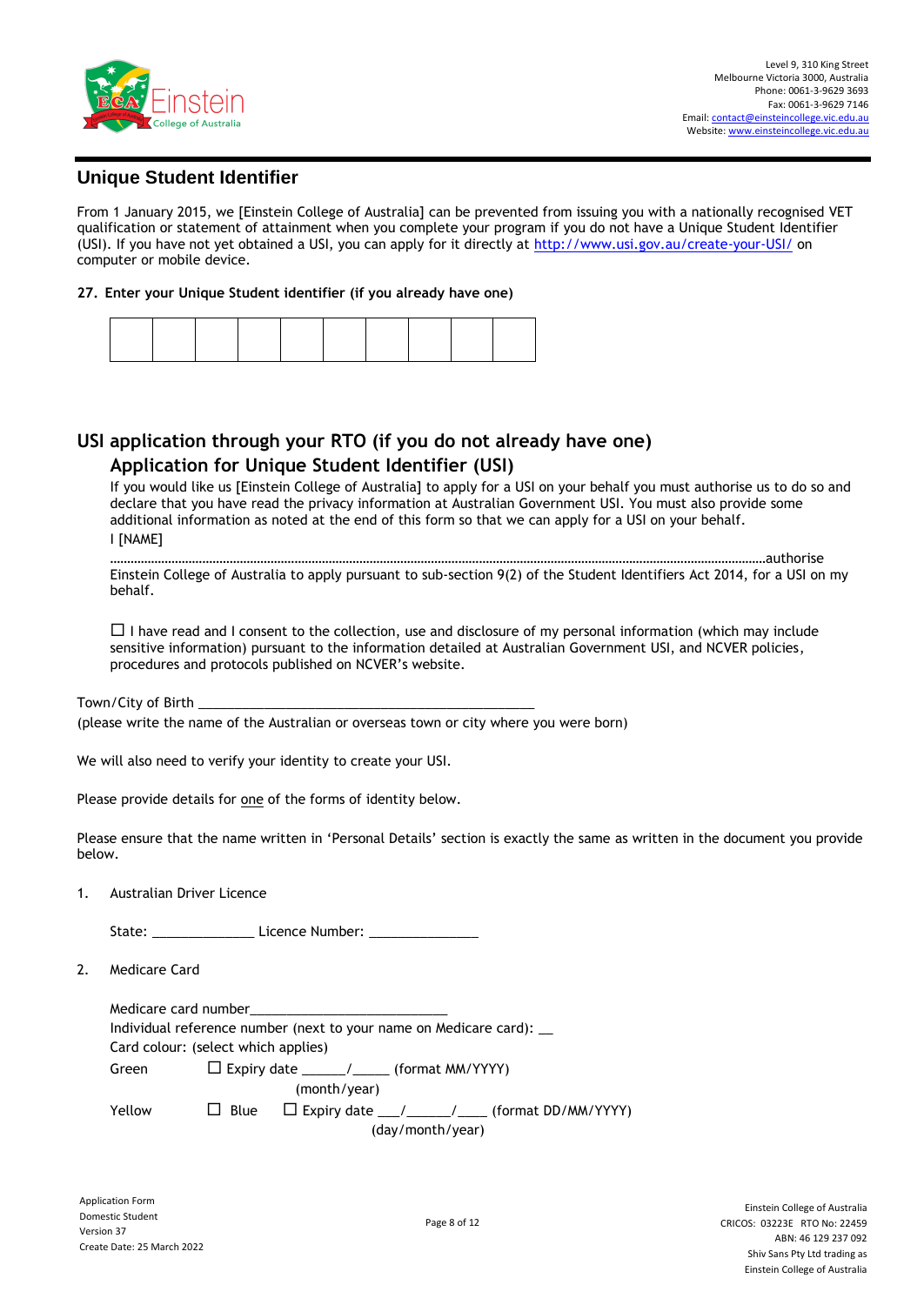## Unique Student Identifier

From 1 January 2015, we [Einstein College of Australia] can be prevented from issuing you with a nationally recognised VET qualification or statement of attainment when you complete your program if you do not have a Unique Student Identifier (USI). If you have not yet obtained a USI, you can apply for it directly at http://www.usi.gov.au/create-your-USI/ on computer or mobile device.

**27. Enter your Unique Student identifier (if you already have one)**

| | | | | | | | | | |
|---|---|---|---|---|---|---|---|---|---|
| | | | | | | | | | |

## USI application through your RTO (if you do not already have one)

### Application for Unique Student Identifier (USI)

If you would like us [Einstein College of Australia] to apply for a USI on your behalf you must authorise us to do so and declare that you have read the privacy information at Australian Government USI. You must also provide some additional information as noted at the end of this form so that we can apply for a USI on your behalf.

I [NAME]

………………………………………………………………………………………………………………………………………………………………………authorise Einstein College of Australia to apply pursuant to sub-section 9(2) of the Student Identifiers Act 2014, for a USI on my behalf.

☐ I have read and I consent to the collection, use and disclosure of my personal information (which may include sensitive information) pursuant to the information detailed at Australian Government USI, and NCVER policies, procedures and protocols published on NCVER's website.

Town/City of Birth ______________________________________________

(please write the name of the Australian or overseas town or city where you were born)

We will also need to verify your identity to create your USI.

Please provide details for one of the forms of identity below.

Please ensure that the name written in 'Personal Details' section is exactly the same as written in the document you provide below.

1. Australian Driver Licence

   State: _____________ Licence Number: ______________

2. Medicare Card

   Medicare card number__________________________

   Individual reference number (next to your name on Medicare card): __

   Card colour: (select which applies)

   Green ☐ Expiry date ______/_____ (format MM/YYYY) (month/year)

   Yellow ☐ Blue ☐ Expiry date ___/______/____ (format DD/MM/YYYY) (day/month/year)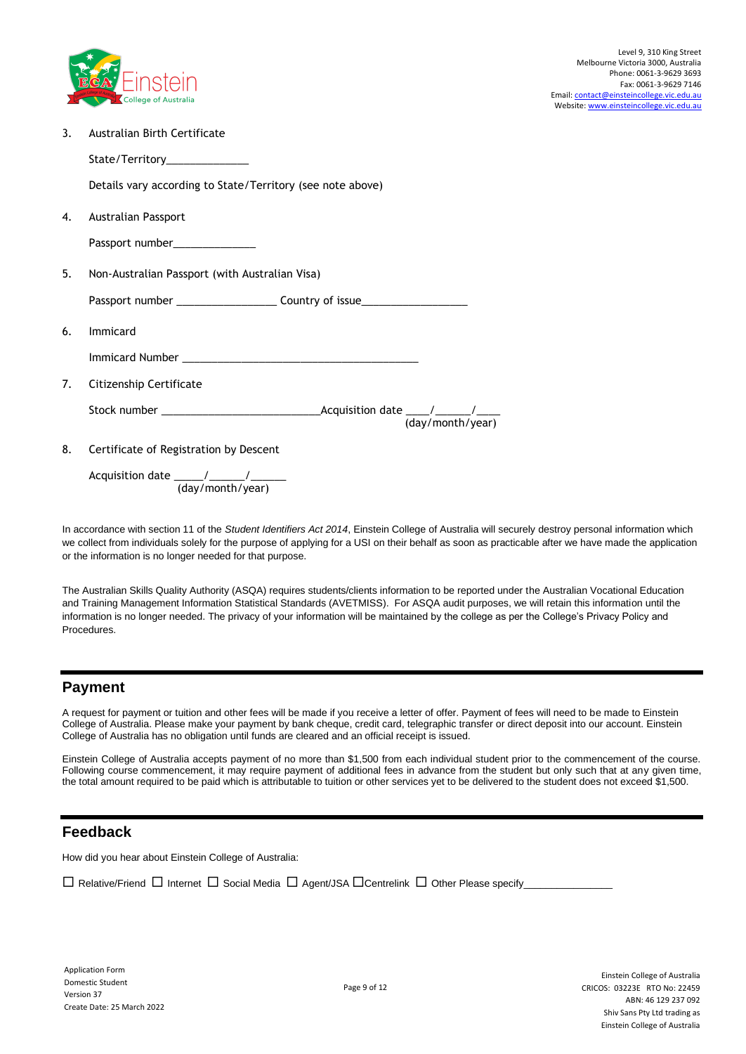3. Australian Birth Certificate

   State/Territory______________

   Details vary according to State/Territory (see note above)

4. Australian Passport

   Passport number______________

5. Non-Australian Passport (with Australian Visa)

   Passport number _________________ Country of issue__________________

6. Immicard

   Immicard Number __________________________________________

7. Citizenship Certificate

   Stock number ___________________________Acquisition date ____/______/____
   (day/month/year)

8. Certificate of Registration by Descent

   Acquisition date _____/______/______
   (day/month/year)

In accordance with section 11 of the *Student Identifiers Act 2014*, Einstein College of Australia will securely destroy personal information which we collect from individuals solely for the purpose of applying for a USI on their behalf as soon as practicable after we have made the application or the information is no longer needed for that purpose.

The Australian Skills Quality Authority (ASQA) requires students/clients information to be reported under the Australian Vocational Education and Training Management Information Statistical Standards (AVETMISS). For ASQA audit purposes, we will retain this information until the information is no longer needed. The privacy of your information will be maintained by the college as per the College's Privacy Policy and Procedures.

## Payment

A request for payment or tuition and other fees will be made if you receive a letter of offer. Payment of fees will need to be made to Einstein College of Australia. Please make your payment by bank cheque, credit card, telegraphic transfer or direct deposit into our account. Einstein College of Australia has no obligation until funds are cleared and an official receipt is issued.

Einstein College of Australia accepts payment of no more than $1,500 from each individual student prior to the commencement of the course. Following course commencement, it may require payment of additional fees in advance from the student but only such that at any given time, the total amount required to be paid which is attributable to tuition or other services yet to be delivered to the student does not exceed $1,500.

## Feedback

How did you hear about Einstein College of Australia:

☐ Relative/Friend ☐ Internet ☐ Social Media ☐ Agent/JSA ☐Centrelink ☐ Other Please specify_______________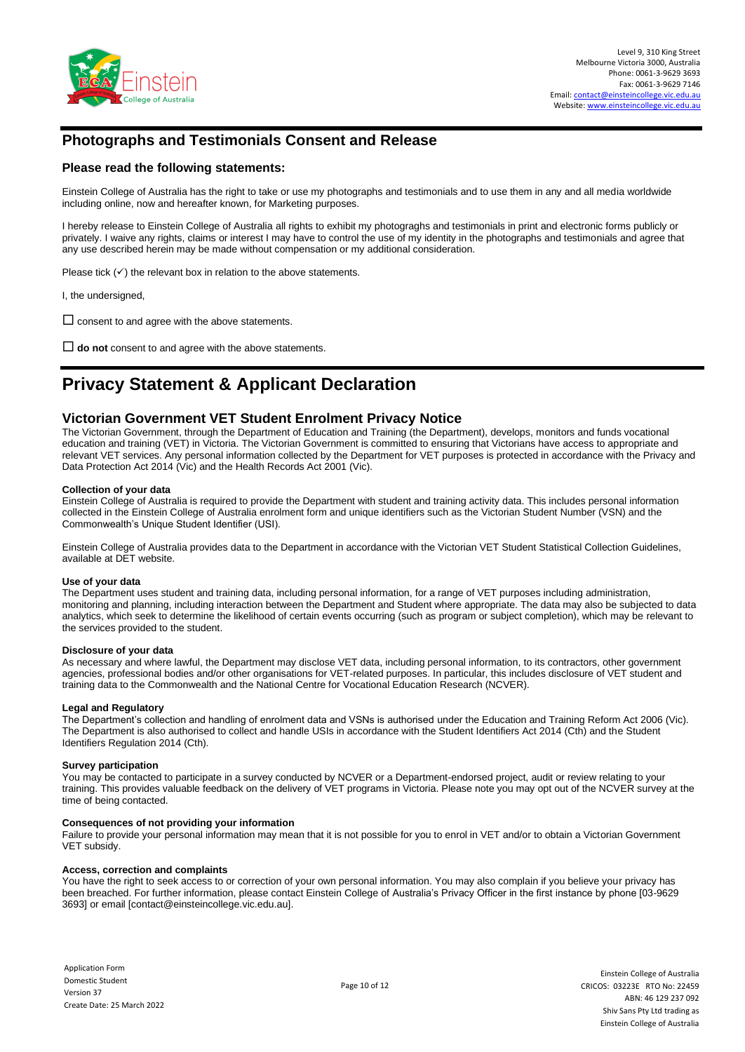## Photographs and Testimonials Consent and Release

### Please read the following statements:

Einstein College of Australia has the right to take or use my photographs and testimonials and to use them in any and all media worldwide including online, now and hereafter known, for Marketing purposes.

I hereby release to Einstein College of Australia all rights to exhibit my photograghs and testimonials in print and electronic forms publicly or privately. I waive any rights, claims or interest I may have to control the use of my identity in the photographs and testimonials and agree that any use described herein may be made without compensation or my additional consideration.

Please tick (✓) the relevant box in relation to the above statements.

I, the undersigned,

☐ consent to and agree with the above statements.

☐ **do not** consent to and agree with the above statements.

# Privacy Statement & Applicant Declaration

### Victorian Government VET Student Enrolment Privacy Notice

The Victorian Government, through the Department of Education and Training (the Department), develops, monitors and funds vocational education and training (VET) in Victoria. The Victorian Government is committed to ensuring that Victorians have access to appropriate and relevant VET services. Any personal information collected by the Department for VET purposes is protected in accordance with the Privacy and Data Protection Act 2014 (Vic) and the Health Records Act 2001 (Vic).

**Collection of your data**

Einstein College of Australia is required to provide the Department with student and training activity data. This includes personal information collected in the Einstein College of Australia enrolment form and unique identifiers such as the Victorian Student Number (VSN) and the Commonwealth's Unique Student Identifier (USI).

Einstein College of Australia provides data to the Department in accordance with the Victorian VET Student Statistical Collection Guidelines, available at DET website.

**Use of your data**

The Department uses student and training data, including personal information, for a range of VET purposes including administration, monitoring and planning, including interaction between the Department and Student where appropriate. The data may also be subjected to data analytics, which seek to determine the likelihood of certain events occurring (such as program or subject completion), which may be relevant to the services provided to the student.

**Disclosure of your data**

As necessary and where lawful, the Department may disclose VET data, including personal information, to its contractors, other government agencies, professional bodies and/or other organisations for VET-related purposes. In particular, this includes disclosure of VET student and training data to the Commonwealth and the National Centre for Vocational Education Research (NCVER).

**Legal and Regulatory**

The Department's collection and handling of enrolment data and VSNs is authorised under the Education and Training Reform Act 2006 (Vic). The Department is also authorised to collect and handle USIs in accordance with the Student Identifiers Act 2014 (Cth) and the Student Identifiers Regulation 2014 (Cth).

**Survey participation**

You may be contacted to participate in a survey conducted by NCVER or a Department-endorsed project, audit or review relating to your training. This provides valuable feedback on the delivery of VET programs in Victoria. Please note you may opt out of the NCVER survey at the time of being contacted.

**Consequences of not providing your information**

Failure to provide your personal information may mean that it is not possible for you to enrol in VET and/or to obtain a Victorian Government VET subsidy.

**Access, correction and complaints**

You have the right to seek access to or correction of your own personal information. You may also complain if you believe your privacy has been breached. For further information, please contact Einstein College of Australia's Privacy Officer in the first instance by phone [03-9629 3693] or email [contact@einsteincollege.vic.edu.au].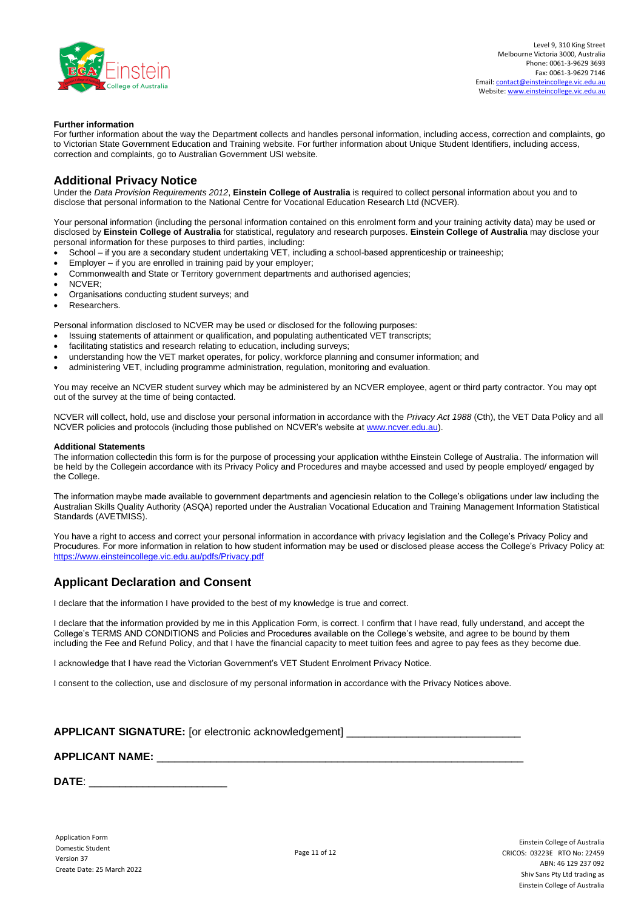**Further information**

For further information about the way the Department collects and handles personal information, including access, correction and complaints, go to Victorian State Government Education and Training website. For further information about Unique Student Identifiers, including access, correction and complaints, go to Australian Government USI website.

## Additional Privacy Notice

Under the *Data Provision Requirements 2012*, **Einstein College of Australia** is required to collect personal information about you and to disclose that personal information to the National Centre for Vocational Education Research Ltd (NCVER).

Your personal information (including the personal information contained on this enrolment form and your training activity data) may be used or disclosed by **Einstein College of Australia** for statistical, regulatory and research purposes. **Einstein College of Australia** may disclose your personal information for these purposes to third parties, including:

- School – if you are a secondary student undertaking VET, including a school-based apprenticeship or traineeship;
- Employer – if you are enrolled in training paid by your employer;
- Commonwealth and State or Territory government departments and authorised agencies;
- NCVER;
- Organisations conducting student surveys; and
- Researchers.

Personal information disclosed to NCVER may be used or disclosed for the following purposes:

- Issuing statements of attainment or qualification, and populating authenticated VET transcripts;
- facilitating statistics and research relating to education, including surveys;
- understanding how the VET market operates, for policy, workforce planning and consumer information; and
- administering VET, including programme administration, regulation, monitoring and evaluation.

You may receive an NCVER student survey which may be administered by an NCVER employee, agent or third party contractor. You may opt out of the survey at the time of being contacted.

NCVER will collect, hold, use and disclose your personal information in accordance with the *Privacy Act 1988* (Cth), the VET Data Policy and all NCVER policies and protocols (including those published on NCVER's website at www.ncver.edu.au).

**Additional Statements**

The information collectedin this form is for the purpose of processing your application withthe Einstein College of Australia. The information will be held by the Collegein accordance with its Privacy Policy and Procedures and maybe accessed and used by people employed/ engaged by the College.

The information maybe made available to government departments and agenciesin relation to the College's obligations under law including the Australian Skills Quality Authority (ASQA) reported under the Australian Vocational Education and Training Management Information Statistical Standards (AVETMISS).

You have a right to access and correct your personal information in accordance with privacy legislation and the College's Privacy Policy and Procudures. For more information in relation to how student information may be used or disclosed please access the College's Privacy Policy at: https://www.einsteincollege.vic.edu.au/pdfs/Privacy.pdf

## Applicant Declaration and Consent

I declare that the information I have provided to the best of my knowledge is true and correct.

I declare that the information provided by me in this Application Form, is correct. I confirm that I have read, fully understand, and accept the College's TERMS AND CONDITIONS and Policies and Procedures available on the College's website, and agree to be bound by them including the Fee and Refund Policy, and that I have the financial capacity to meet tuition fees and agree to pay fees as they become due.

I acknowledge that I have read the Victorian Government's VET Student Enrolment Privacy Notice.

I consent to the collection, use and disclosure of my personal information in accordance with the Privacy Notices above.

**APPLICANT SIGNATURE:** [or electronic acknowledgement] ____________________________

**APPLICANT NAME:** ____________________________________________________________

**DATE**: ______________________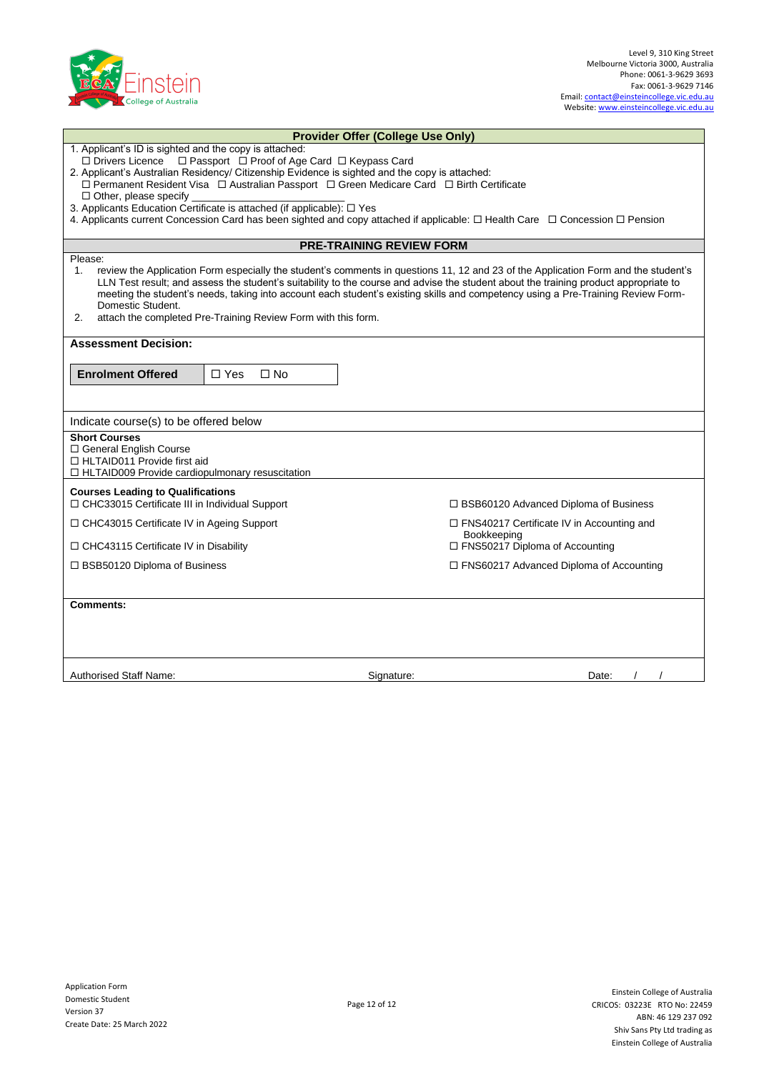Level 9, 310 King Street
Melbourne Victoria 3000, Australia
Phone: 0061-3-9629 3693
Fax: 0061-3-9629 7146
Email: contact@einsteincollege.vic.edu.au
Website: www.einsteincollege.vic.edu.au

## Provider Offer (College Use Only)

1. Applicant's ID is sighted and the copy is attached:
   ☐ Drivers Licence ☐ Passport ☐ Proof of Age Card ☐ Keypass Card
2. Applicant's Australian Residency/ Citizenship Evidence is sighted and the copy is attached:
   ☐ Permanent Resident Visa ☐ Australian Passport ☐ Green Medicare Card ☐ Birth Certificate
   ☐ Other, please specify ____________________
3. Applicants Education Certificate is attached (if applicable): ☐ Yes
4. Applicants current Concession Card has been sighted and copy attached if applicable: ☐ Health Care ☐ Concession ☐ Pension

## PRE-TRAINING REVIEW FORM

Please:

1. review the Application Form especially the student's comments in questions 11, 12 and 23 of the Application Form and the student's LLN Test result; and assess the student's suitability to the course and advise the student about the training product appropriate to meeting the student's needs, taking into account each student's existing skills and competency using a Pre-Training Review Form-Domestic Student.
2. attach the completed Pre-Training Review Form with this form.

**Assessment Decision:**

| | |
|---|---|
| **Enrolment Offered** | ☐ Yes ☐ No |

Indicate course(s) to be offered below

**Short Courses**

☐ General English Course
☐ HLTAID011 Provide first aid
☐ HLTAID009 Provide cardiopulmonary resuscitation

**Courses Leading to Qualifications**

☐ CHC33015 Certificate III in Individual Support
☐ CHC43015 Certificate IV in Ageing Support
☐ CHC43115 Certificate IV in Disability
☐ BSB50120 Diploma of Business
☐ BSB60120 Advanced Diploma of Business
☐ FNS40217 Certificate IV in Accounting and Bookkeeping
☐ FNS50217 Diploma of Accounting
☐ FNS60217 Advanced Diploma of Accounting

**Comments:**

Authorised Staff Name: Signature: Date: / /

Application Form
Domestic Student
Version 37
Create Date: 25 March 2022

Einstein College of Australia
CRICOS: 03223E RTO No: 22459
ABN: 46 129 237 092
Shiv Sans Pty Ltd trading as
Einstein College of Australia